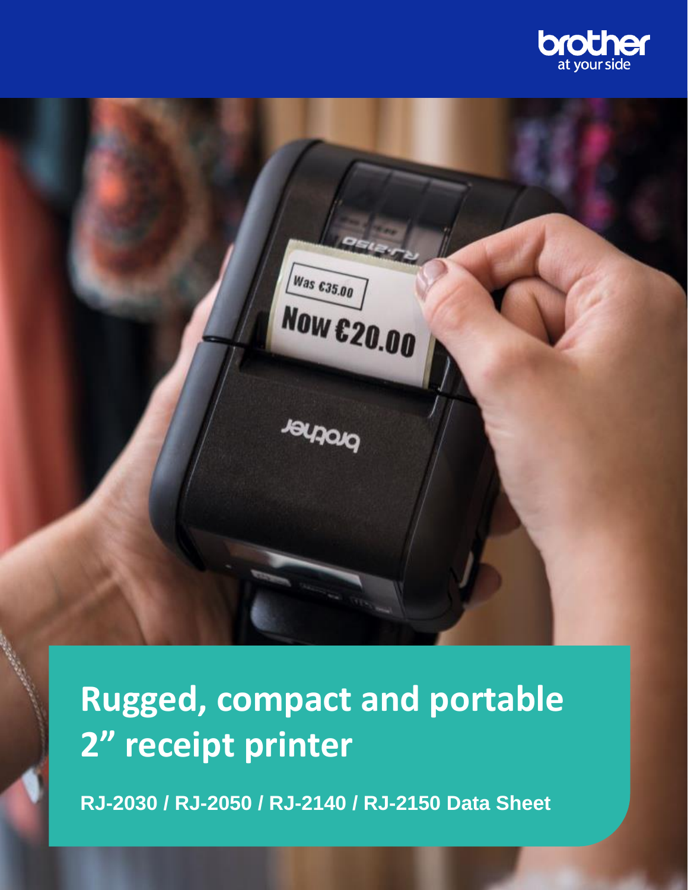# Rugged, compact and portable 2" receipt printer

**RJ-2030 / RJ-2050 / RJ-2140 / RJ-2150 Data Sheet**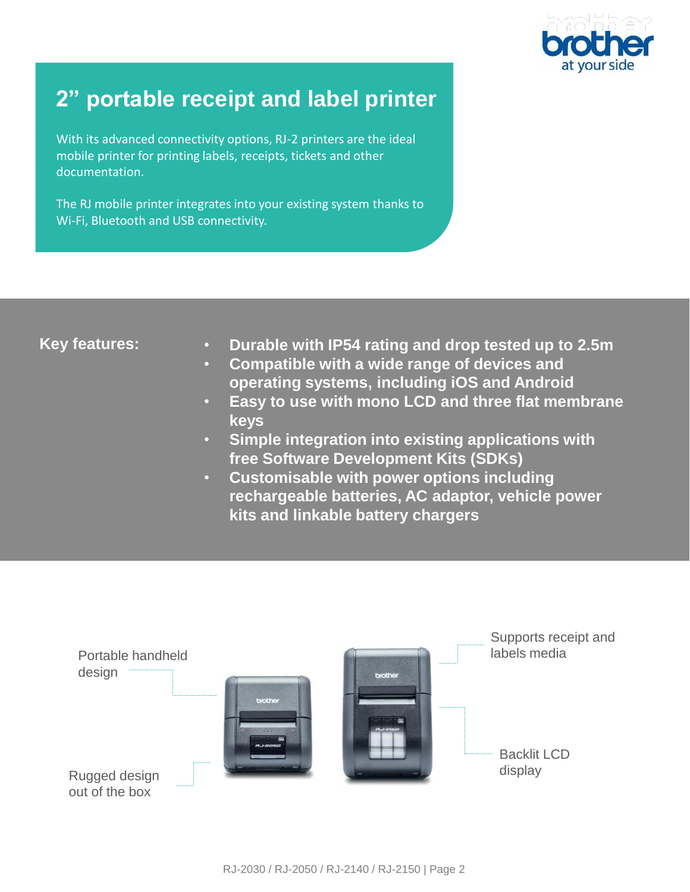# 2” portable receipt and label printer

With its advanced connectivity options, RJ-2 printers are the ideal mobile printer for printing labels, receipts, tickets and other documentation.

The RJ mobile printer integrates into your existing system thanks to Wi-Fi, Bluetooth and USB connectivity.

**Key features:**

- **Durable with IP54 rating and drop tested up to 2.5m**
- **Compatible with a wide range of devices and operating systems, including iOS and Android**
- **Easy to use with mono LCD and three flat membrane keys**
- **Simple integration into existing applications with free Software Development Kits (SDKs)**
- **Customisable with power options including rechargeable batteries, AC adaptor, vehicle power kits and linkable battery chargers**

Portable handheld design

Rugged design out of the box

Supports receipt and labels media

Backlit LCD display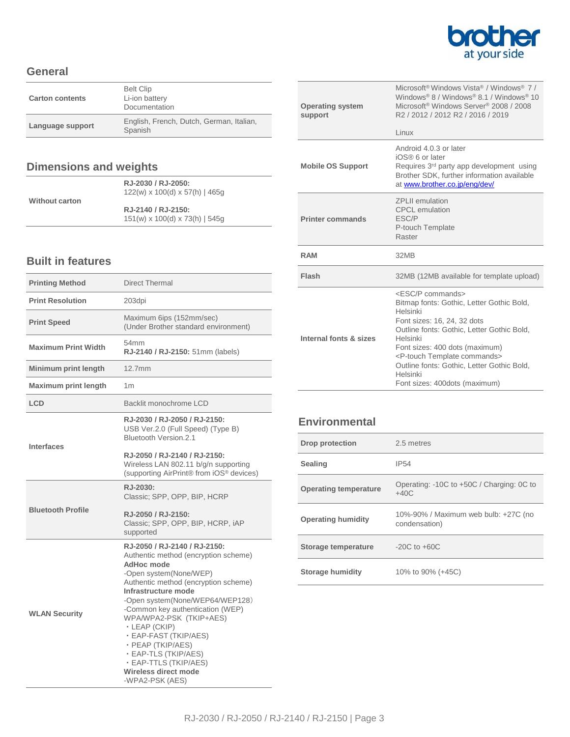## General

| | |
|---|---|
| **Carton contents** | Belt Clip<br>Li-ion battery<br>Documentation |
| **Language support** | English, French, Dutch, German, Italian, Spanish |

## Dimensions and weights

| | |
|---|---|
| **Without carton** | **RJ-2030 / RJ-2050:**<br>122(w) x 100(d) x 57(h) \| 465g<br><br>**RJ-2140 / RJ-2150:**<br>151(w) x 100(d) x 73(h) \| 545g |

## Built in features

| | |
|---|---|
| **Printing Method** | Direct Thermal |
| **Print Resolution** | 203dpi |
| **Print Speed** | Maximum 6ips (152mm/sec)<br>(Under Brother standard environment) |
| **Maximum Print Width** | 54mm<br>**RJ-2140 / RJ-2150:** 51mm (labels) |
| **Minimum print length** | 12.7mm |
| **Maximum print length** | 1m |
| **LCD** | Backlit monochrome LCD |
| **Interfaces** | **RJ-2030 / RJ-2050 / RJ-2150:**<br>USB Ver.2.0 (Full Speed) (Type B)<br>Bluetooth Version.2.1<br><br>**RJ-2050 / RJ-2140 / RJ-2150:**<br>Wireless LAN 802.11 b/g/n supporting<br>(supporting AirPrint® from iOS® devices) |
| **Bluetooth Profile** | **RJ-2030:**<br>Classic; SPP, OPP, BIP, HCRP<br><br>**RJ-2050 / RJ-2150:**<br>Classic; SPP, OPP, BIP, HCRP, iAP supported |
| **WLAN Security** | **RJ-2050 / RJ-2140 / RJ-2150:**<br>Authentic method (encryption scheme)<br>**AdHoc mode**<br>-Open system(None/WEP)<br>Authentic method (encryption scheme)<br>**Infrastructure mode**<br>-Open system(None/WEP64/WEP128）<br>-Common key authentication (WEP)<br>WPA/WPA2-PSK (TKIP+AES)<br>・LEAP (CKIP)<br>・EAP-FAST (TKIP/AES)<br>・PEAP (TKIP/AES)<br>・EAP-TLS (TKIP/AES)<br>・EAP-TTLS (TKIP/AES)<br>**Wireless direct mode**<br>-WPA2-PSK (AES) |

| | |
|---|---|
| **Operating system support** | Microsoft® Windows Vista® / Windows® 7 / Windows® 8 / Windows® 8.1 / Windows® 10<br>Microsoft® Windows Server® 2008 / 2008 R2 / 2012 / 2012 R2 / 2016 / 2019<br><br>Linux |
| **Mobile OS Support** | Android 4.0.3 or later<br>iOS® 6 or later<br>Requires 3rd party app development using Brother SDK, further information available at [www.brother.co.jp/eng/dev/](http://www.brother.co.jp/eng/dev/) |
| **Printer commands** | ZPLII emulation<br>CPCL emulation<br>ESC/P<br>P-touch Template<br>Raster |
| **RAM** | 32MB |
| **Flash** | 32MB (12MB available for template upload) |
| **Internal fonts & sizes** | <ESC/P commands><br>Bitmap fonts: Gothic, Letter Gothic Bold, Helsinki<br>Font sizes: 16, 24, 32 dots<br>Outline fonts: Gothic, Letter Gothic Bold, Helsinki<br>Font sizes: 400 dots (maximum)<br><P-touch Template commands><br>Outline fonts: Gothic, Letter Gothic Bold, Helsinki<br>Font sizes: 400dots (maximum) |

## Environmental

| | |
|---|---|
| **Drop protection** | 2.5 metres |
| **Sealing** | IP54 |
| **Operating temperature** | Operating: -10C to +50C / Charging: 0C to +40C |
| **Operating humidity** | 10%-90% / Maximum web bulb: +27C (no condensation) |
| **Storage temperature** | -20C to +60C |
| **Storage humidity** | 10% to 90% (+45C) |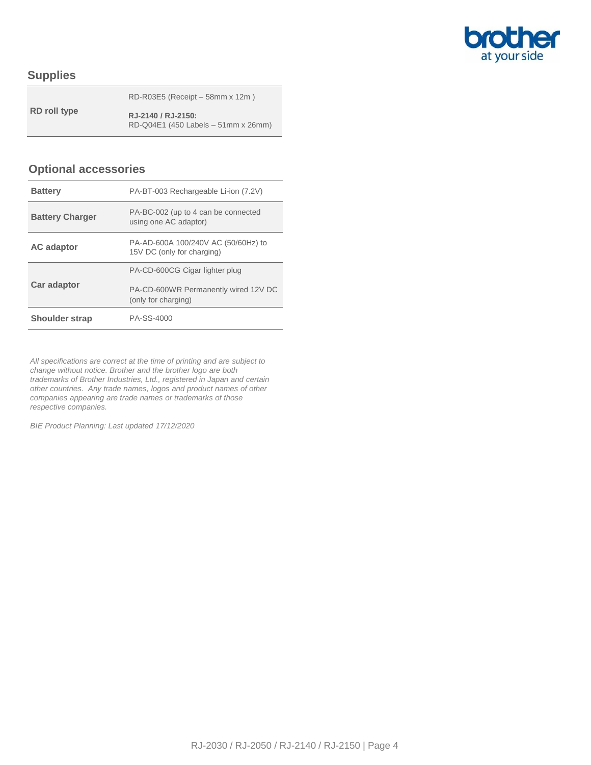## Supplies

| | |
|---|---|
| **RD roll type** | RD-R03E5 (Receipt – 58mm x 12m )<br><br>**RJ-2140 / RJ-2150:**<br>RD-Q04E1 (450 Labels – 51mm x 26mm) |

## Optional accessories

| | |
|---|---|
| **Battery** | PA-BT-003 Rechargeable Li-ion (7.2V) |
| **Battery Charger** | PA-BC-002 (up to 4 can be connected using one AC adaptor) |
| **AC adaptor** | PA-AD-600A 100/240V AC (50/60Hz) to 15V DC (only for charging) |
| **Car adaptor** | PA-CD-600CG Cigar lighter plug<br><br>PA-CD-600WR Permanently wired 12V DC (only for charging) |
| **Shoulder strap** | PA-SS-4000 |

*All specifications are correct at the time of printing and are subject to change without notice. Brother and the brother logo are both trademarks of Brother Industries, Ltd., registered in Japan and certain other countries. Any trade names, logos and product names of other companies appearing are trade names or trademarks of those respective companies.*

*BIE Product Planning: Last updated 17/12/2020*